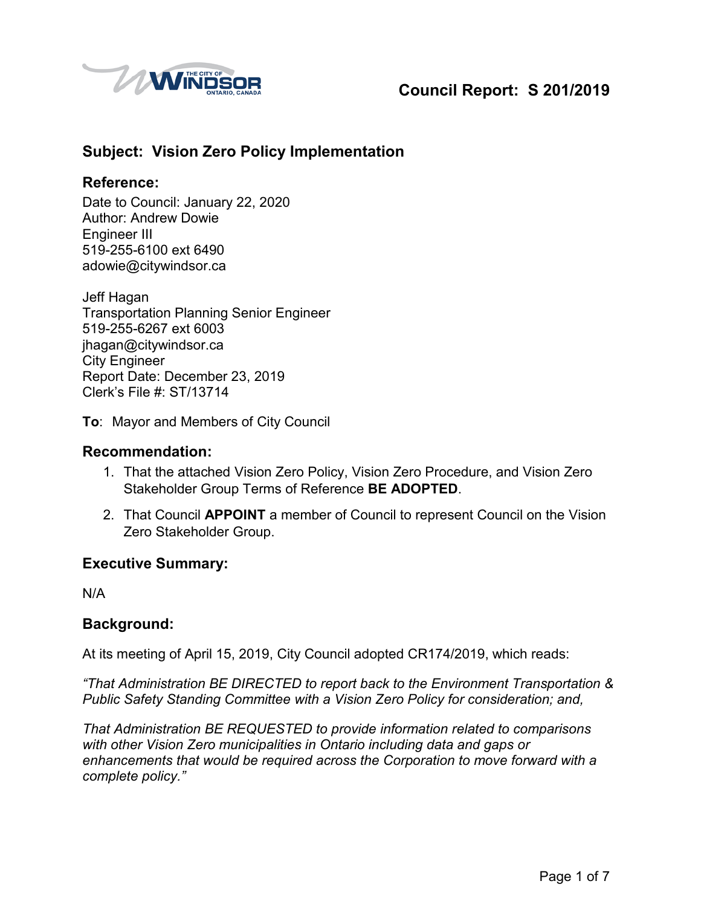# Council Report: S 201/2019

## Subject: Vision Zero Policy Implementation

### Reference:

Date to Council: January 22, 2020
Author: Andrew Dowie
Engineer III
519-255-6100 ext 6490
adowie@citywindsor.ca

Jeff Hagan
Transportation Planning Senior Engineer
519-255-6267 ext 6003
jhagan@citywindsor.ca
City Engineer
Report Date: December 23, 2019
Clerk's File #: ST/13714

**To**: Mayor and Members of City Council

### Recommendation:

1. That the attached Vision Zero Policy, Vision Zero Procedure, and Vision Zero Stakeholder Group Terms of Reference **BE ADOPTED**.
2. That Council **APPOINT** a member of Council to represent Council on the Vision Zero Stakeholder Group.

### Executive Summary:

N/A

### Background:

At its meeting of April 15, 2019, City Council adopted CR174/2019, which reads:

*"That Administration BE DIRECTED to report back to the Environment Transportation & Public Safety Standing Committee with a Vision Zero Policy for consideration; and,*

*That Administration BE REQUESTED to provide information related to comparisons with other Vision Zero municipalities in Ontario including data and gaps or enhancements that would be required across the Corporation to move forward with a complete policy."*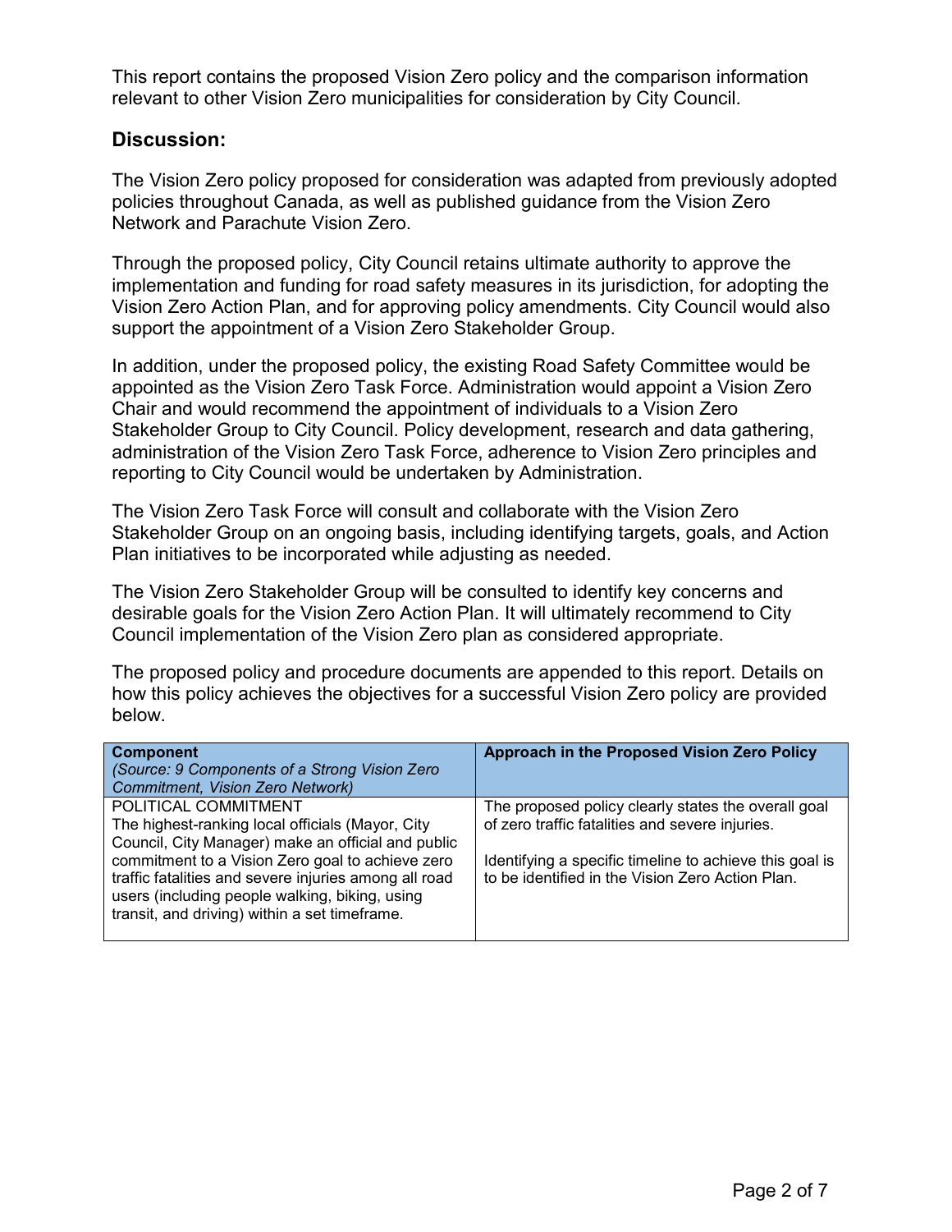This report contains the proposed Vision Zero policy and the comparison information relevant to other Vision Zero municipalities for consideration by City Council.

## Discussion:

The Vision Zero policy proposed for consideration was adapted from previously adopted policies throughout Canada, as well as published guidance from the Vision Zero Network and Parachute Vision Zero.

Through the proposed policy, City Council retains ultimate authority to approve the implementation and funding for road safety measures in its jurisdiction, for adopting the Vision Zero Action Plan, and for approving policy amendments. City Council would also support the appointment of a Vision Zero Stakeholder Group.

In addition, under the proposed policy, the existing Road Safety Committee would be appointed as the Vision Zero Task Force. Administration would appoint a Vision Zero Chair and would recommend the appointment of individuals to a Vision Zero Stakeholder Group to City Council. Policy development, research and data gathering, administration of the Vision Zero Task Force, adherence to Vision Zero principles and reporting to City Council would be undertaken by Administration.

The Vision Zero Task Force will consult and collaborate with the Vision Zero Stakeholder Group on an ongoing basis, including identifying targets, goals, and Action Plan initiatives to be incorporated while adjusting as needed.

The Vision Zero Stakeholder Group will be consulted to identify key concerns and desirable goals for the Vision Zero Action Plan. It will ultimately recommend to City Council implementation of the Vision Zero plan as considered appropriate.

The proposed policy and procedure documents are appended to this report. Details on how this policy achieves the objectives for a successful Vision Zero policy are provided below.

| **Component** *(Source: 9 Components of a Strong Vision Zero Commitment, Vision Zero Network)* | **Approach in the Proposed Vision Zero Policy** |
|---|---|
| POLITICAL COMMITMENT<br>The highest-ranking local officials (Mayor, City Council, City Manager) make an official and public commitment to a Vision Zero goal to achieve zero traffic fatalities and severe injuries among all road users (including people walking, biking, using transit, and driving) within a set timeframe. | The proposed policy clearly states the overall goal of zero traffic fatalities and severe injuries.<br><br>Identifying a specific timeline to achieve this goal is to be identified in the Vision Zero Action Plan. |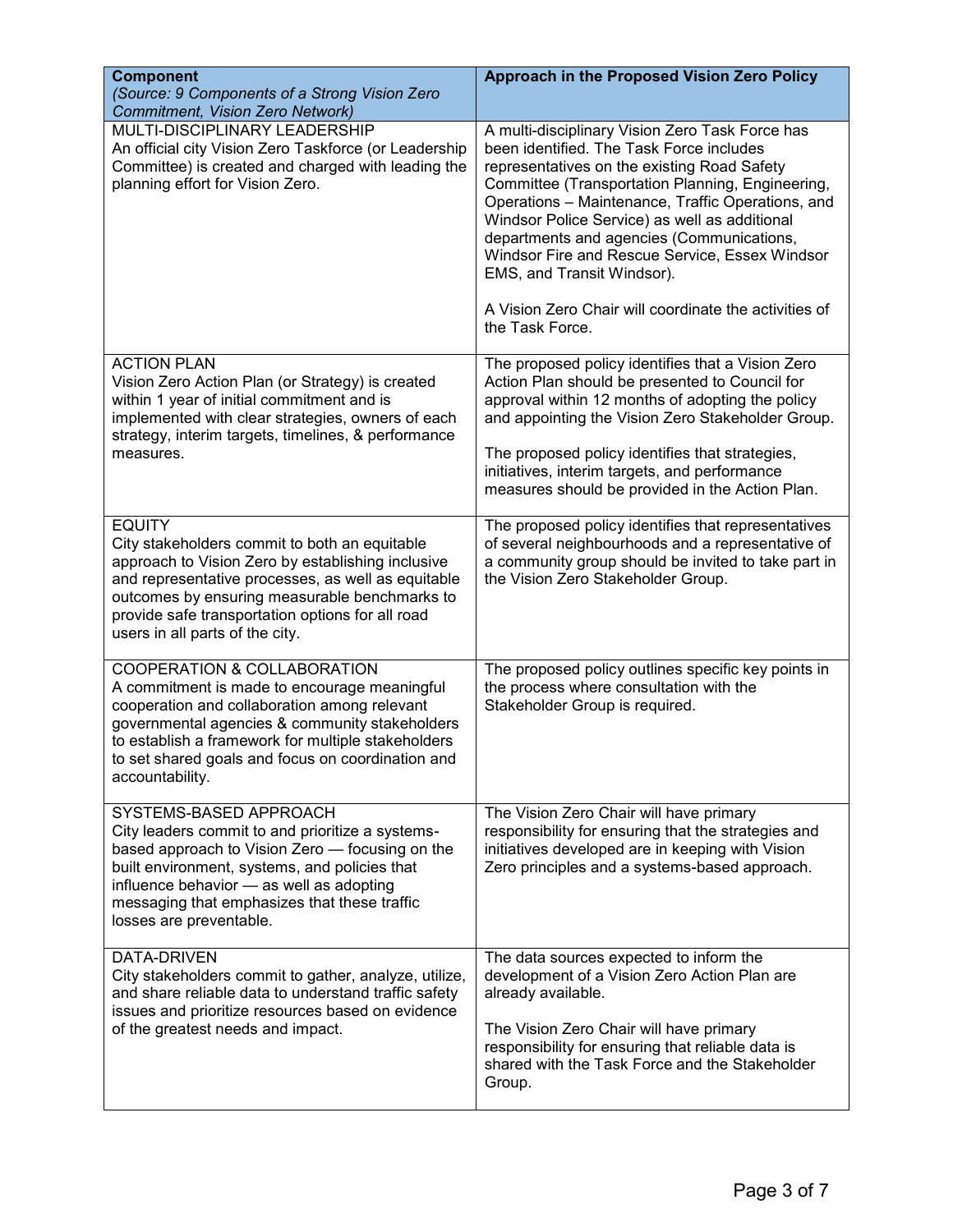| **Component** *(Source: 9 Components of a Strong Vision Zero Commitment, Vision Zero Network)* | **Approach in the Proposed Vision Zero Policy** |
|---|---|
| MULTI-DISCIPLINARY LEADERSHIP<br>An official city Vision Zero Taskforce (or Leadership Committee) is created and charged with leading the planning effort for Vision Zero. | A multi-disciplinary Vision Zero Task Force has been identified. The Task Force includes representatives on the existing Road Safety Committee (Transportation Planning, Engineering, Operations – Maintenance, Traffic Operations, and Windsor Police Service) as well as additional departments and agencies (Communications, Windsor Fire and Rescue Service, Essex Windsor EMS, and Transit Windsor).<br><br>A Vision Zero Chair will coordinate the activities of the Task Force. |
| ACTION PLAN<br>Vision Zero Action Plan (or Strategy) is created within 1 year of initial commitment and is implemented with clear strategies, owners of each strategy, interim targets, timelines, & performance measures. | The proposed policy identifies that a Vision Zero Action Plan should be presented to Council for approval within 12 months of adopting the policy and appointing the Vision Zero Stakeholder Group.<br><br>The proposed policy identifies that strategies, initiatives, interim targets, and performance measures should be provided in the Action Plan. |
| EQUITY<br>City stakeholders commit to both an equitable approach to Vision Zero by establishing inclusive and representative processes, as well as equitable outcomes by ensuring measurable benchmarks to provide safe transportation options for all road users in all parts of the city. | The proposed policy identifies that representatives of several neighbourhoods and a representative of a community group should be invited to take part in the Vision Zero Stakeholder Group. |
| COOPERATION & COLLABORATION<br>A commitment is made to encourage meaningful cooperation and collaboration among relevant governmental agencies & community stakeholders to establish a framework for multiple stakeholders to set shared goals and focus on coordination and accountability. | The proposed policy outlines specific key points in the process where consultation with the Stakeholder Group is required. |
| SYSTEMS-BASED APPROACH<br>City leaders commit to and prioritize a systems-based approach to Vision Zero — focusing on the built environment, systems, and policies that influence behavior — as well as adopting messaging that emphasizes that these traffic losses are preventable. | The Vision Zero Chair will have primary responsibility for ensuring that the strategies and initiatives developed are in keeping with Vision Zero principles and a systems-based approach. |
| DATA-DRIVEN<br>City stakeholders commit to gather, analyze, utilize, and share reliable data to understand traffic safety issues and prioritize resources based on evidence of the greatest needs and impact. | The data sources expected to inform the development of a Vision Zero Action Plan are already available.<br><br>The Vision Zero Chair will have primary responsibility for ensuring that reliable data is shared with the Task Force and the Stakeholder Group. |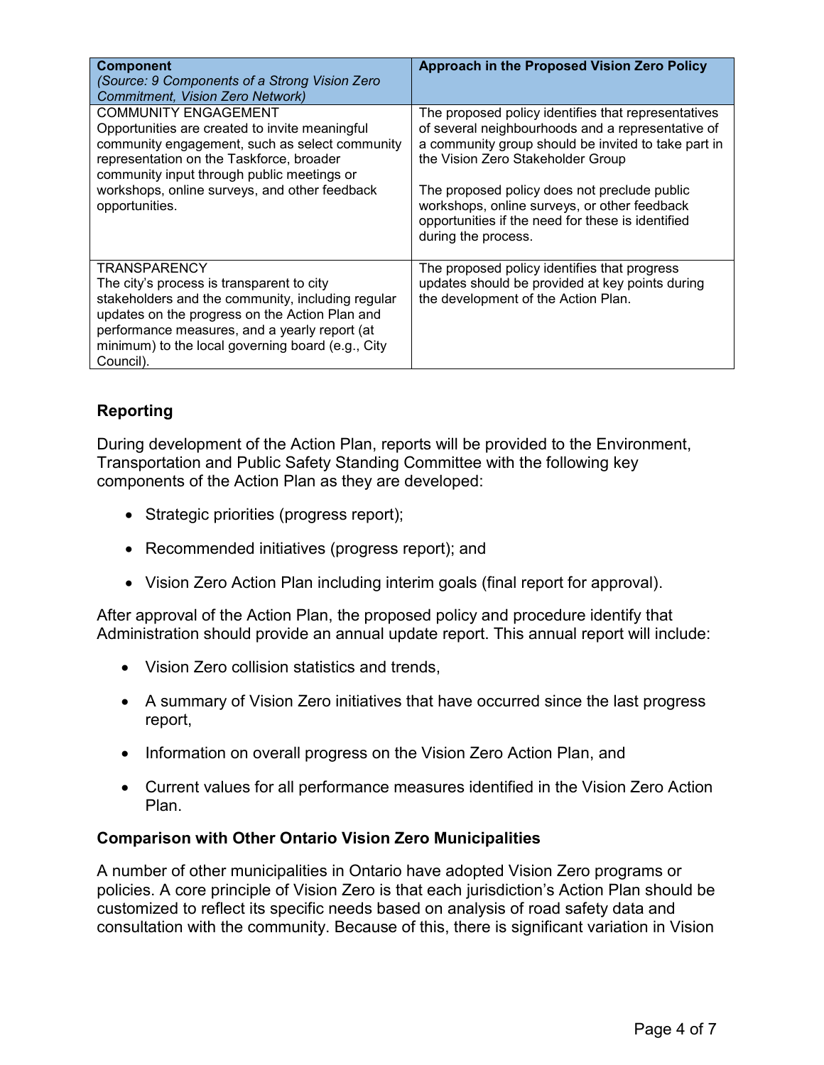| **Component** *(Source: 9 Components of a Strong Vision Zero Commitment, Vision Zero Network)* | **Approach in the Proposed Vision Zero Policy** |
|---|---|
| COMMUNITY ENGAGEMENT<br>Opportunities are created to invite meaningful community engagement, such as select community representation on the Taskforce, broader community input through public meetings or workshops, online surveys, and other feedback opportunities. | The proposed policy identifies that representatives of several neighbourhoods and a representative of a community group should be invited to take part in the Vision Zero Stakeholder Group<br><br>The proposed policy does not preclude public workshops, online surveys, or other feedback opportunities if the need for these is identified during the process. |
| TRANSPARENCY<br>The city's process is transparent to city stakeholders and the community, including regular updates on the progress on the Action Plan and performance measures, and a yearly report (at minimum) to the local governing board (e.g., City Council). | The proposed policy identifies that progress updates should be provided at key points during the development of the Action Plan. |

### Reporting

During development of the Action Plan, reports will be provided to the Environment, Transportation and Public Safety Standing Committee with the following key components of the Action Plan as they are developed:

- Strategic priorities (progress report);
- Recommended initiatives (progress report); and
- Vision Zero Action Plan including interim goals (final report for approval).

After approval of the Action Plan, the proposed policy and procedure identify that Administration should provide an annual update report. This annual report will include:

- Vision Zero collision statistics and trends,
- A summary of Vision Zero initiatives that have occurred since the last progress report,
- Information on overall progress on the Vision Zero Action Plan, and
- Current values for all performance measures identified in the Vision Zero Action Plan.

### Comparison with Other Ontario Vision Zero Municipalities

A number of other municipalities in Ontario have adopted Vision Zero programs or policies. A core principle of Vision Zero is that each jurisdiction's Action Plan should be customized to reflect its specific needs based on analysis of road safety data and consultation with the community. Because of this, there is significant variation in Vision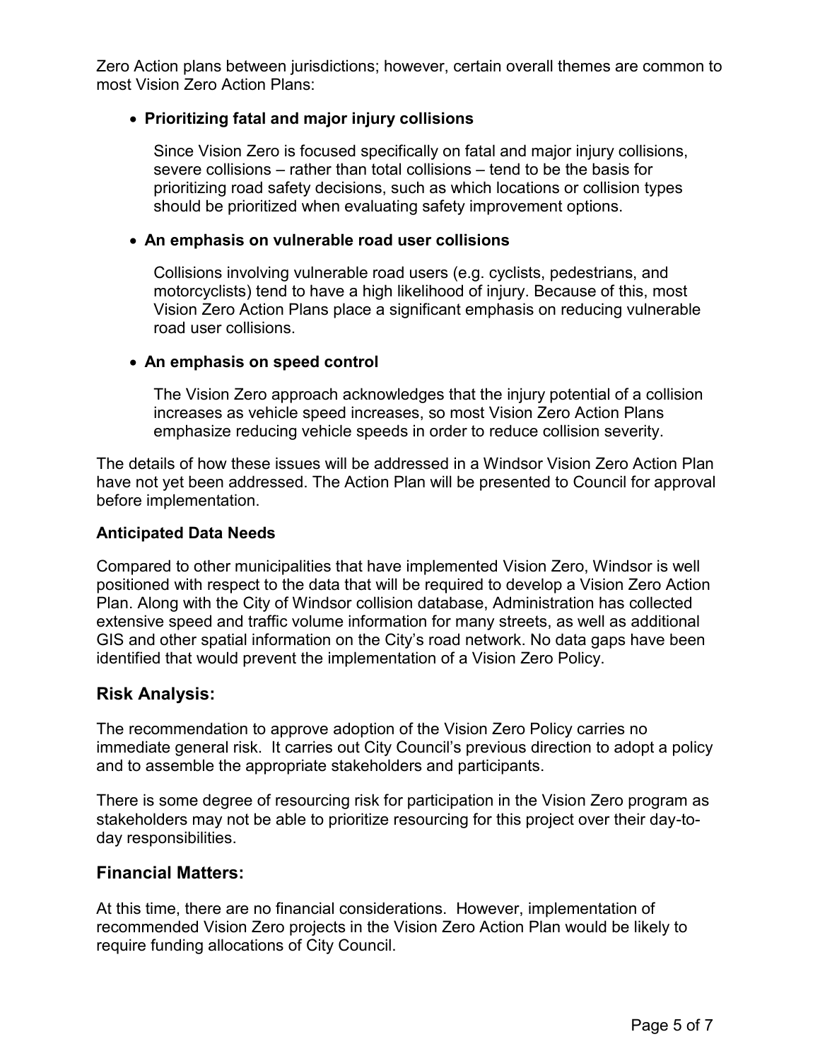Zero Action plans between jurisdictions; however, certain overall themes are common to most Vision Zero Action Plans:

- **Prioritizing fatal and major injury collisions**

  Since Vision Zero is focused specifically on fatal and major injury collisions, severe collisions – rather than total collisions – tend to be the basis for prioritizing road safety decisions, such as which locations or collision types should be prioritized when evaluating safety improvement options.

- **An emphasis on vulnerable road user collisions**

  Collisions involving vulnerable road users (e.g. cyclists, pedestrians, and motorcyclists) tend to have a high likelihood of injury. Because of this, most Vision Zero Action Plans place a significant emphasis on reducing vulnerable road user collisions.

- **An emphasis on speed control**

  The Vision Zero approach acknowledges that the injury potential of a collision increases as vehicle speed increases, so most Vision Zero Action Plans emphasize reducing vehicle speeds in order to reduce collision severity.

The details of how these issues will be addressed in a Windsor Vision Zero Action Plan have not yet been addressed. The Action Plan will be presented to Council for approval before implementation.

### Anticipated Data Needs

Compared to other municipalities that have implemented Vision Zero, Windsor is well positioned with respect to the data that will be required to develop a Vision Zero Action Plan. Along with the City of Windsor collision database, Administration has collected extensive speed and traffic volume information for many streets, as well as additional GIS and other spatial information on the City's road network. No data gaps have been identified that would prevent the implementation of a Vision Zero Policy.

## Risk Analysis:

The recommendation to approve adoption of the Vision Zero Policy carries no immediate general risk. It carries out City Council's previous direction to adopt a policy and to assemble the appropriate stakeholders and participants.

There is some degree of resourcing risk for participation in the Vision Zero program as stakeholders may not be able to prioritize resourcing for this project over their day-to-day responsibilities.

## Financial Matters:

At this time, there are no financial considerations. However, implementation of recommended Vision Zero projects in the Vision Zero Action Plan would be likely to require funding allocations of City Council.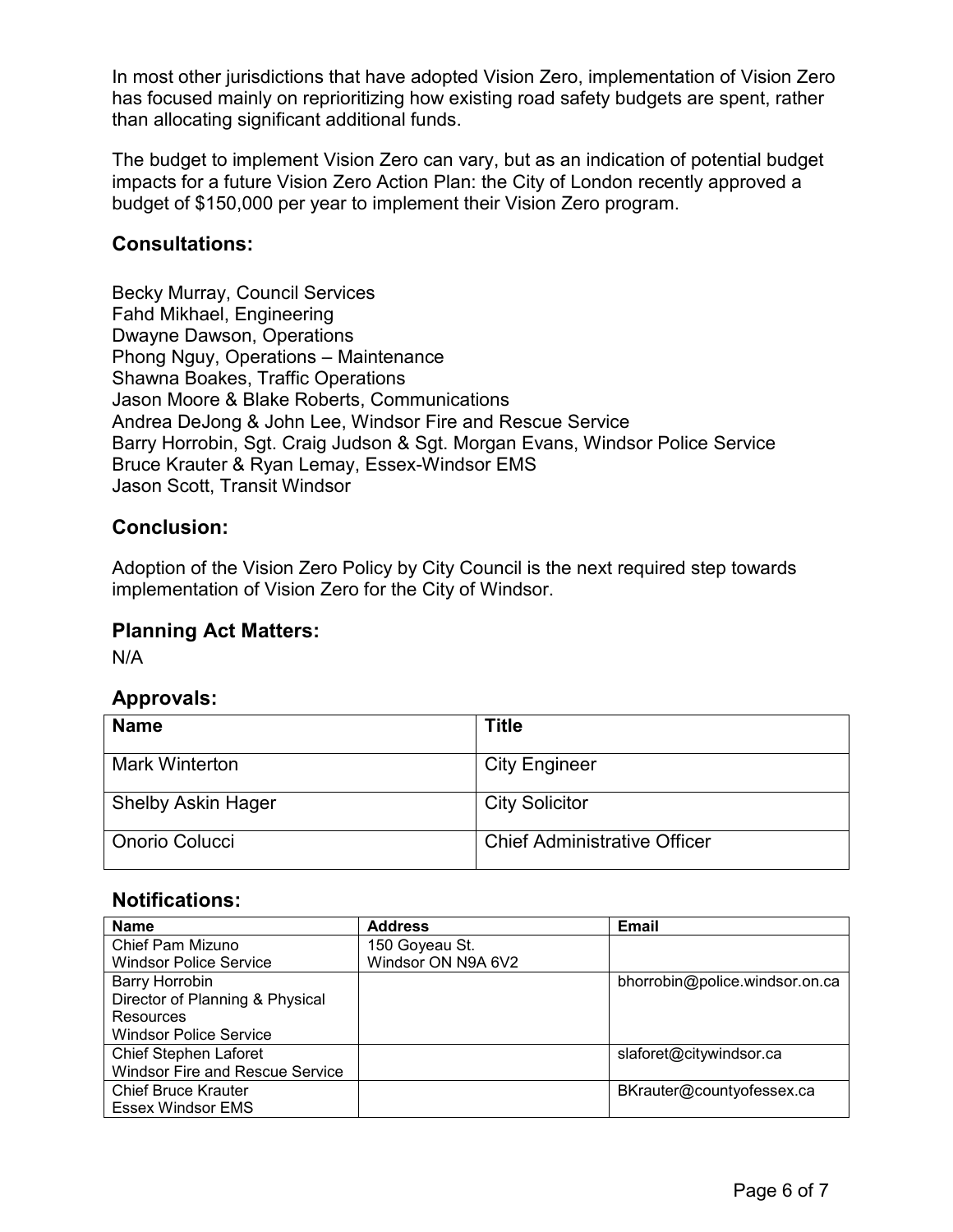In most other jurisdictions that have adopted Vision Zero, implementation of Vision Zero has focused mainly on reprioritizing how existing road safety budgets are spent, rather than allocating significant additional funds.

The budget to implement Vision Zero can vary, but as an indication of potential budget impacts for a future Vision Zero Action Plan: the City of London recently approved a budget of $150,000 per year to implement their Vision Zero program.

## Consultations:

Becky Murray, Council Services
Fahd Mikhael, Engineering
Dwayne Dawson, Operations
Phong Nguy, Operations – Maintenance
Shawna Boakes, Traffic Operations
Jason Moore & Blake Roberts, Communications
Andrea DeJong & John Lee, Windsor Fire and Rescue Service
Barry Horrobin, Sgt. Craig Judson & Sgt. Morgan Evans, Windsor Police Service
Bruce Krauter & Ryan Lemay, Essex-Windsor EMS
Jason Scott, Transit Windsor

## Conclusion:

Adoption of the Vision Zero Policy by City Council is the next required step towards implementation of Vision Zero for the City of Windsor.

## Planning Act Matters:

N/A

## Approvals:

| Name | Title |
|---|---|
| Mark Winterton | City Engineer |
| Shelby Askin Hager | City Solicitor |
| Onorio Colucci | Chief Administrative Officer |

## Notifications:

| Name | Address | Email |
|---|---|---|
| Chief Pam Mizuno<br>Windsor Police Service | 150 Goyeau St.<br>Windsor ON N9A 6V2 | |
| Barry Horrobin<br>Director of Planning & Physical Resources<br>Windsor Police Service | | bhorrobin@police.windsor.on.ca |
| Chief Stephen Laforet<br>Windsor Fire and Rescue Service | | slaforet@citywindsor.ca |
| Chief Bruce Krauter<br>Essex Windsor EMS | | BKrauter@countyofessex.ca |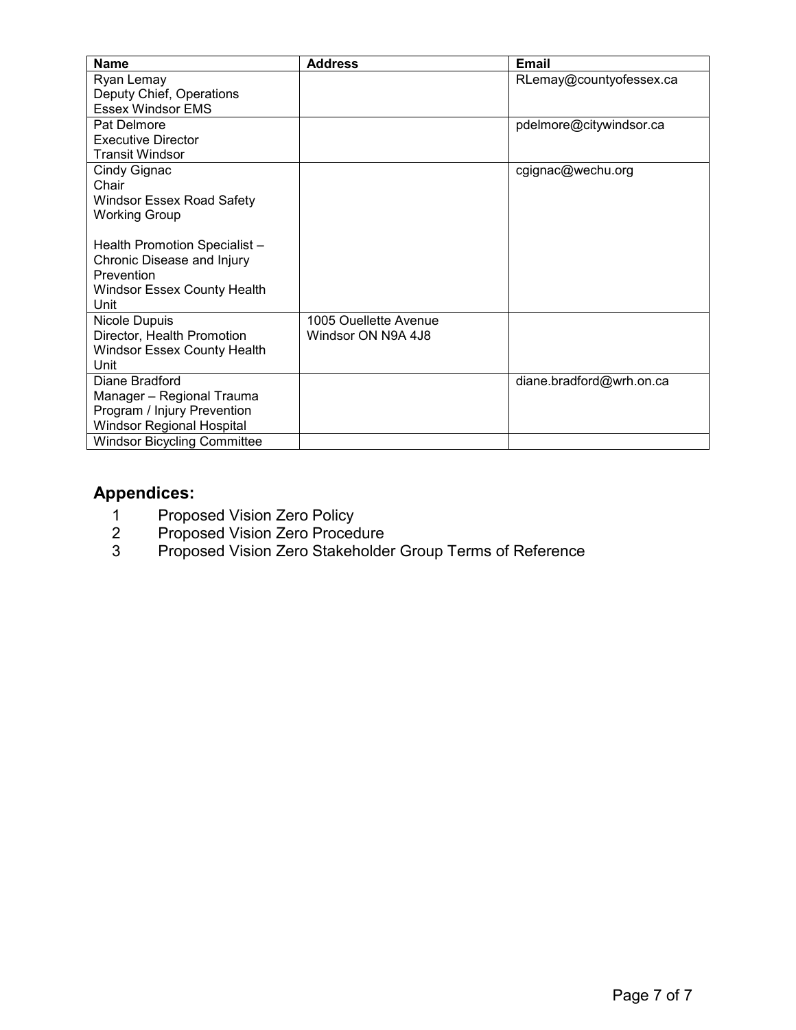| Name | Address | Email |
| --- | --- | --- |
| Ryan Lemay<br>Deputy Chief, Operations<br>Essex Windsor EMS | | RLemay@countyofessex.ca |
| Pat Delmore<br>Executive Director<br>Transit Windsor | | pdelmore@citywindsor.ca |
| Cindy Gignac<br>Chair<br>Windsor Essex Road Safety Working Group<br><br>Health Promotion Specialist – Chronic Disease and Injury Prevention<br>Windsor Essex County Health Unit | | cgignac@wechu.org |
| Nicole Dupuis<br>Director, Health Promotion<br>Windsor Essex County Health Unit | 1005 Ouellette Avenue<br>Windsor ON N9A 4J8 | |
| Diane Bradford<br>Manager – Regional Trauma Program / Injury Prevention<br>Windsor Regional Hospital | | diane.bradford@wrh.on.ca |
| Windsor Bicycling Committee | | |

## Appendices:

1. Proposed Vision Zero Policy
2. Proposed Vision Zero Procedure
3. Proposed Vision Zero Stakeholder Group Terms of Reference